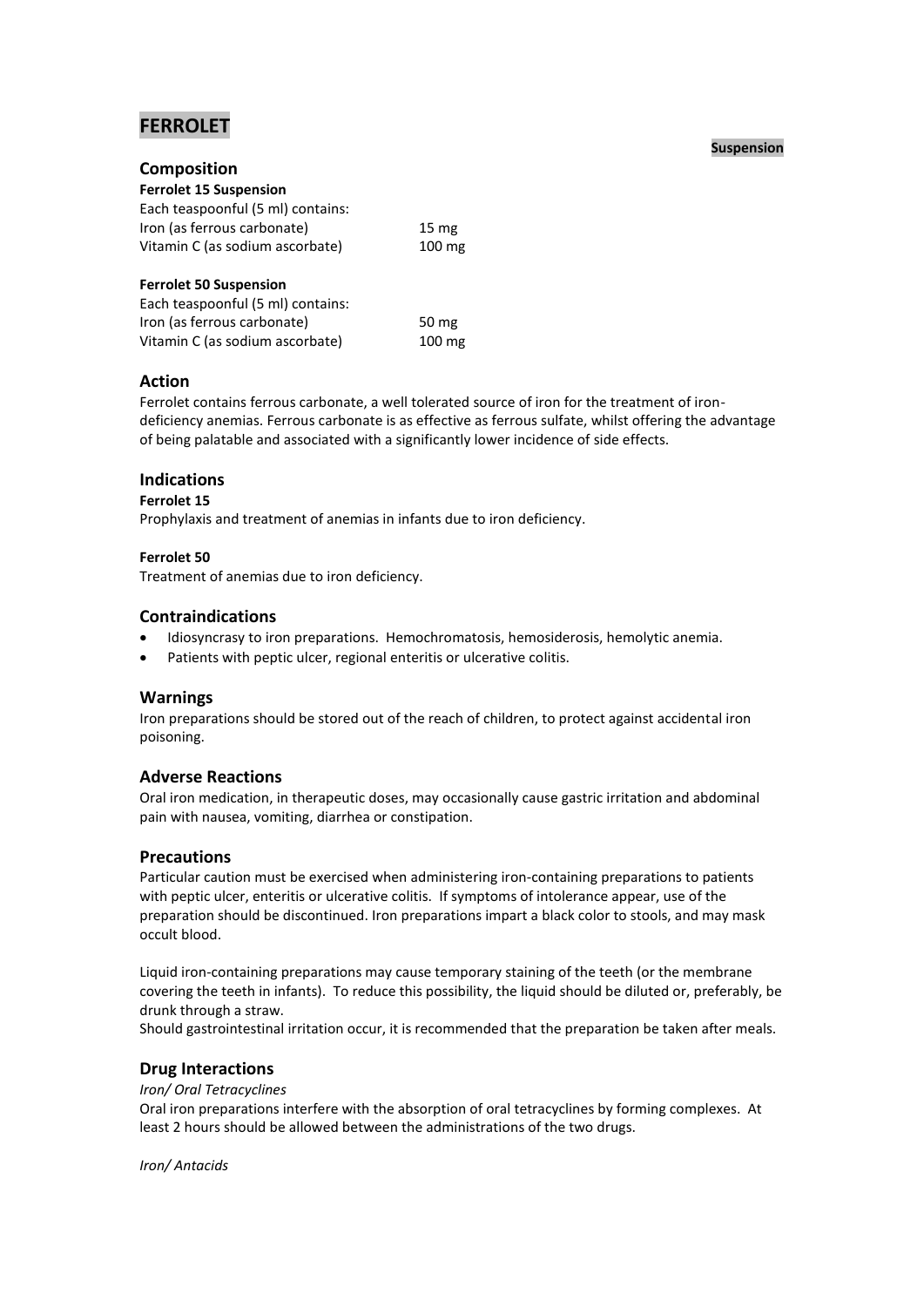# FERROLET

**Suspension**

## Composition

**Ferrolet 15 Suspension**

Each teaspoonful (5 ml) contains:

| | |
|---|---|
| Iron (as ferrous carbonate) | 15 mg |
| Vitamin C (as sodium ascorbate) | 100 mg |

**Ferrolet 50 Suspension**

Each teaspoonful (5 ml) contains:

| | |
|---|---|
| Iron (as ferrous carbonate) | 50 mg |
| Vitamin C (as sodium ascorbate) | 100 mg |

## Action

Ferrolet contains ferrous carbonate, a well tolerated source of iron for the treatment of iron-deficiency anemias. Ferrous carbonate is as effective as ferrous sulfate, whilst offering the advantage of being palatable and associated with a significantly lower incidence of side effects.

## Indications

**Ferrolet 15**

Prophylaxis and treatment of anemias in infants due to iron deficiency.

**Ferrolet 50**

Treatment of anemias due to iron deficiency.

## Contraindications

- Idiosyncrasy to iron preparations. Hemochromatosis, hemosiderosis, hemolytic anemia.
- Patients with peptic ulcer, regional enteritis or ulcerative colitis.

## Warnings

Iron preparations should be stored out of the reach of children, to protect against accidental iron poisoning.

## Adverse Reactions

Oral iron medication, in therapeutic doses, may occasionally cause gastric irritation and abdominal pain with nausea, vomiting, diarrhea or constipation.

## Precautions

Particular caution must be exercised when administering iron-containing preparations to patients with peptic ulcer, enteritis or ulcerative colitis. If symptoms of intolerance appear, use of the preparation should be discontinued. Iron preparations impart a black color to stools, and may mask occult blood.

Liquid iron-containing preparations may cause temporary staining of the teeth (or the membrane covering the teeth in infants). To reduce this possibility, the liquid should be diluted or, preferably, be drunk through a straw.

Should gastrointestinal irritation occur, it is recommended that the preparation be taken after meals.

## Drug Interactions

*Iron/ Oral Tetracyclines*

Oral iron preparations interfere with the absorption of oral tetracyclines by forming complexes. At least 2 hours should be allowed between the administrations of the two drugs.

*Iron/ Antacids*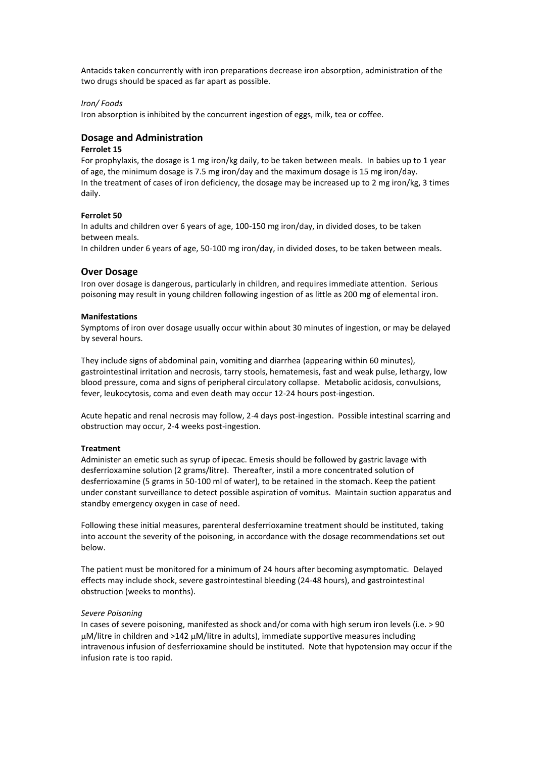Antacids taken concurrently with iron preparations decrease iron absorption, administration of the two drugs should be spaced as far apart as possible.

*Iron/ Foods*

Iron absorption is inhibited by the concurrent ingestion of eggs, milk, tea or coffee.

## Dosage and Administration

**Ferrolet 15**

For prophylaxis, the dosage is 1 mg iron/kg daily, to be taken between meals. In babies up to 1 year of age, the minimum dosage is 7.5 mg iron/day and the maximum dosage is 15 mg iron/day.
In the treatment of cases of iron deficiency, the dosage may be increased up to 2 mg iron/kg, 3 times daily.

**Ferrolet 50**

In adults and children over 6 years of age, 100-150 mg iron/day, in divided doses, to be taken between meals.
In children under 6 years of age, 50-100 mg iron/day, in divided doses, to be taken between meals.

## Over Dosage

Iron over dosage is dangerous, particularly in children, and requires immediate attention. Serious poisoning may result in young children following ingestion of as little as 200 mg of elemental iron.

**Manifestations**

Symptoms of iron over dosage usually occur within about 30 minutes of ingestion, or may be delayed by several hours.

They include signs of abdominal pain, vomiting and diarrhea (appearing within 60 minutes), gastrointestinal irritation and necrosis, tarry stools, hematemesis, fast and weak pulse, lethargy, low blood pressure, coma and signs of peripheral circulatory collapse. Metabolic acidosis, convulsions, fever, leukocytosis, coma and even death may occur 12-24 hours post-ingestion.

Acute hepatic and renal necrosis may follow, 2-4 days post-ingestion. Possible intestinal scarring and obstruction may occur, 2-4 weeks post-ingestion.

**Treatment**

Administer an emetic such as syrup of ipecac. Emesis should be followed by gastric lavage with desferrioxamine solution (2 grams/litre). Thereafter, instil a more concentrated solution of desferrioxamine (5 grams in 50-100 ml of water), to be retained in the stomach. Keep the patient under constant surveillance to detect possible aspiration of vomitus. Maintain suction apparatus and standby emergency oxygen in case of need.

Following these initial measures, parenteral desferrioxamine treatment should be instituted, taking into account the severity of the poisoning, in accordance with the dosage recommendations set out below.

The patient must be monitored for a minimum of 24 hours after becoming asymptomatic. Delayed effects may include shock, severe gastrointestinal bleeding (24-48 hours), and gastrointestinal obstruction (weeks to months).

*Severe Poisoning*

In cases of severe poisoning, manifested as shock and/or coma with high serum iron levels (i.e. > 90 μM/litre in children and >142 μM/litre in adults), immediate supportive measures including intravenous infusion of desferrioxamine should be instituted. Note that hypotension may occur if the infusion rate is too rapid.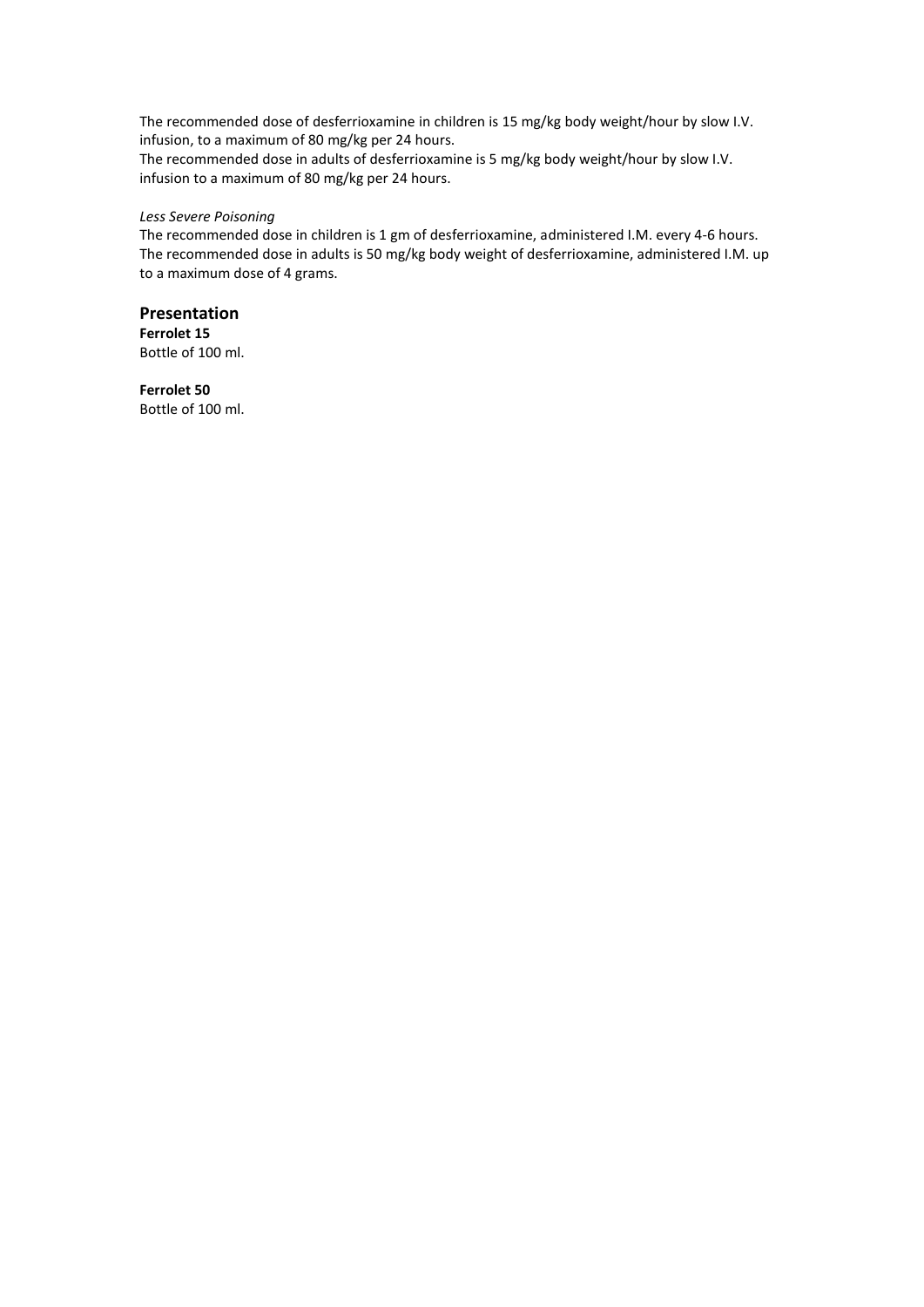The recommended dose of desferrioxamine in children is 15 mg/kg body weight/hour by slow I.V. infusion, to a maximum of 80 mg/kg per 24 hours.
The recommended dose in adults of desferrioxamine is 5 mg/kg body weight/hour by slow I.V. infusion to a maximum of 80 mg/kg per 24 hours.

*Less Severe Poisoning*
The recommended dose in children is 1 gm of desferrioxamine, administered I.M. every 4-6 hours.
The recommended dose in adults is 50 mg/kg body weight of desferrioxamine, administered I.M. up to a maximum dose of 4 grams.

## Presentation

**Ferrolet 15**
Bottle of 100 ml.

**Ferrolet 50**
Bottle of 100 ml.